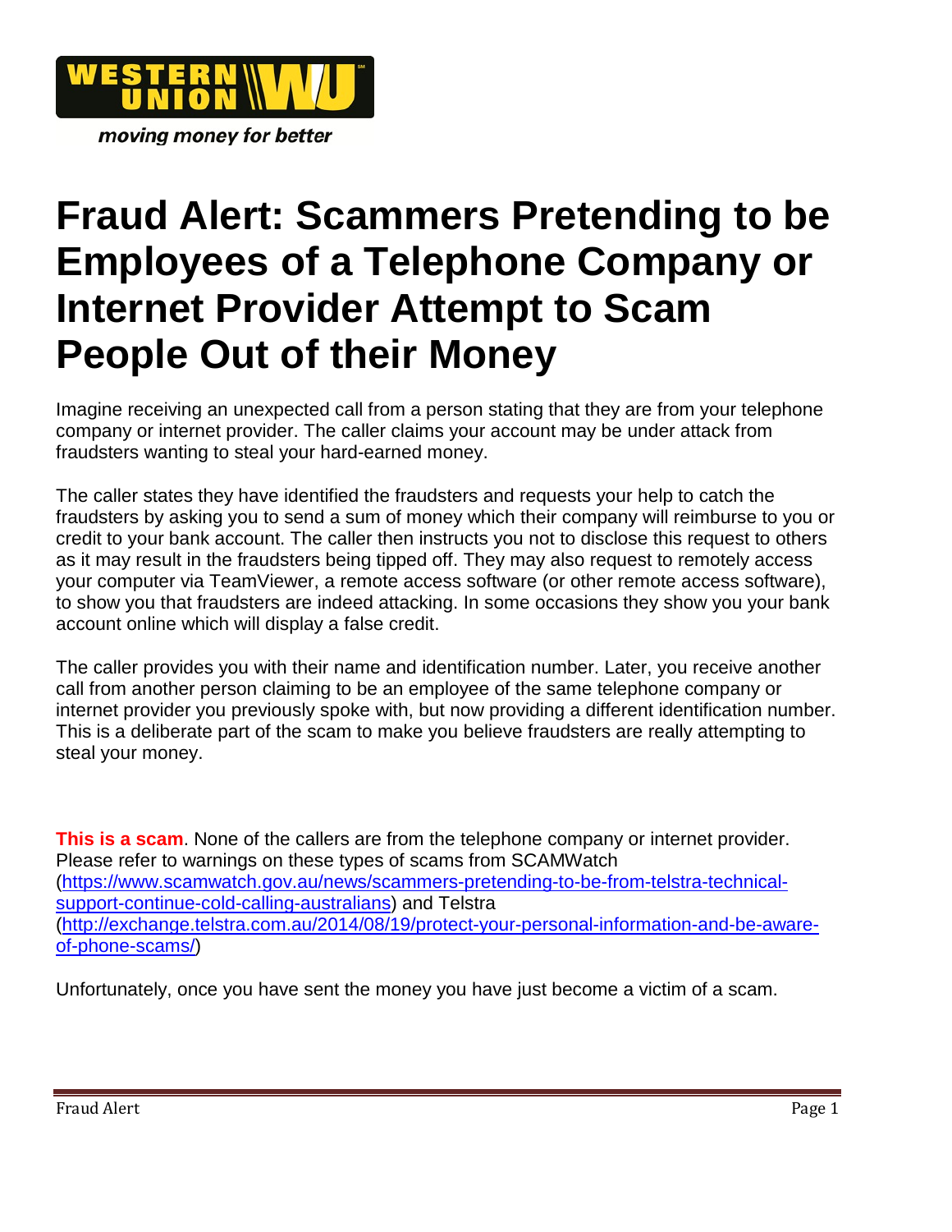# Fraud Alert: Scammers Pretending to be Employees of a Telephone Company or Internet Provider Attempt to Scam People Out of their Money

Imagine receiving an unexpected call from a person stating that they are from your telephone company or internet provider. The caller claims your account may be under attack from fraudsters wanting to steal your hard-earned money.

The caller states they have identified the fraudsters and requests your help to catch the fraudsters by asking you to send a sum of money which their company will reimburse to you or credit to your bank account. The caller then instructs you not to disclose this request to others as it may result in the fraudsters being tipped off. They may also request to remotely access your computer via TeamViewer, a remote access software (or other remote access software), to show you that fraudsters are indeed attacking. In some occasions they show you your bank account online which will display a false credit.

The caller provides you with their name and identification number. Later, you receive another call from another person claiming to be an employee of the same telephone company or internet provider you previously spoke with, but now providing a different identification number. This is a deliberate part of the scam to make you believe fraudsters are really attempting to steal your money.

**This is a scam**. None of the callers are from the telephone company or internet provider. Please refer to warnings on these types of scams from SCAMWatch (https://www.scamwatch.gov.au/news/scammers-pretending-to-be-from-telstra-technical-support-continue-cold-calling-australians) and Telstra (http://exchange.telstra.com.au/2014/08/19/protect-your-personal-information-and-be-aware-of-phone-scams/)

Unfortunately, once you have sent the money you have just become a victim of a scam.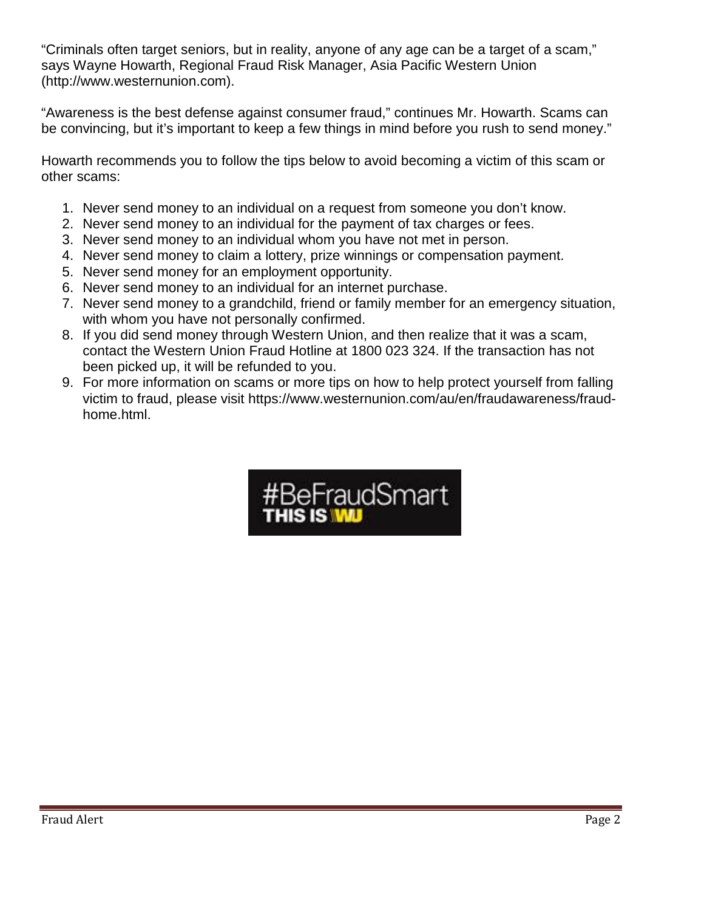"Criminals often target seniors, but in reality, anyone of any age can be a target of a scam," says Wayne Howarth, Regional Fraud Risk Manager, Asia Pacific Western Union (http://www.westernunion.com).

"Awareness is the best defense against consumer fraud," continues Mr. Howarth. Scams can be convincing, but it's important to keep a few things in mind before you rush to send money."

Howarth recommends you to follow the tips below to avoid becoming a victim of this scam or other scams:

1. Never send money to an individual on a request from someone you don't know.
2. Never send money to an individual for the payment of tax charges or fees.
3. Never send money to an individual whom you have not met in person.
4. Never send money to claim a lottery, prize winnings or compensation payment.
5. Never send money for an employment opportunity.
6. Never send money to an individual for an internet purchase.
7. Never send money to a grandchild, friend or family member for an emergency situation, with whom you have not personally confirmed.
8. If you did send money through Western Union, and then realize that it was a scam, contact the Western Union Fraud Hotline at 1800 023 324. If the transaction has not been picked up, it will be refunded to you.
9. For more information on scams or more tips on how to help protect yourself from falling victim to fraud, please visit https://www.westernunion.com/au/en/fraudawareness/fraud-home.html.

#BeFraudSmart
THIS IS WU